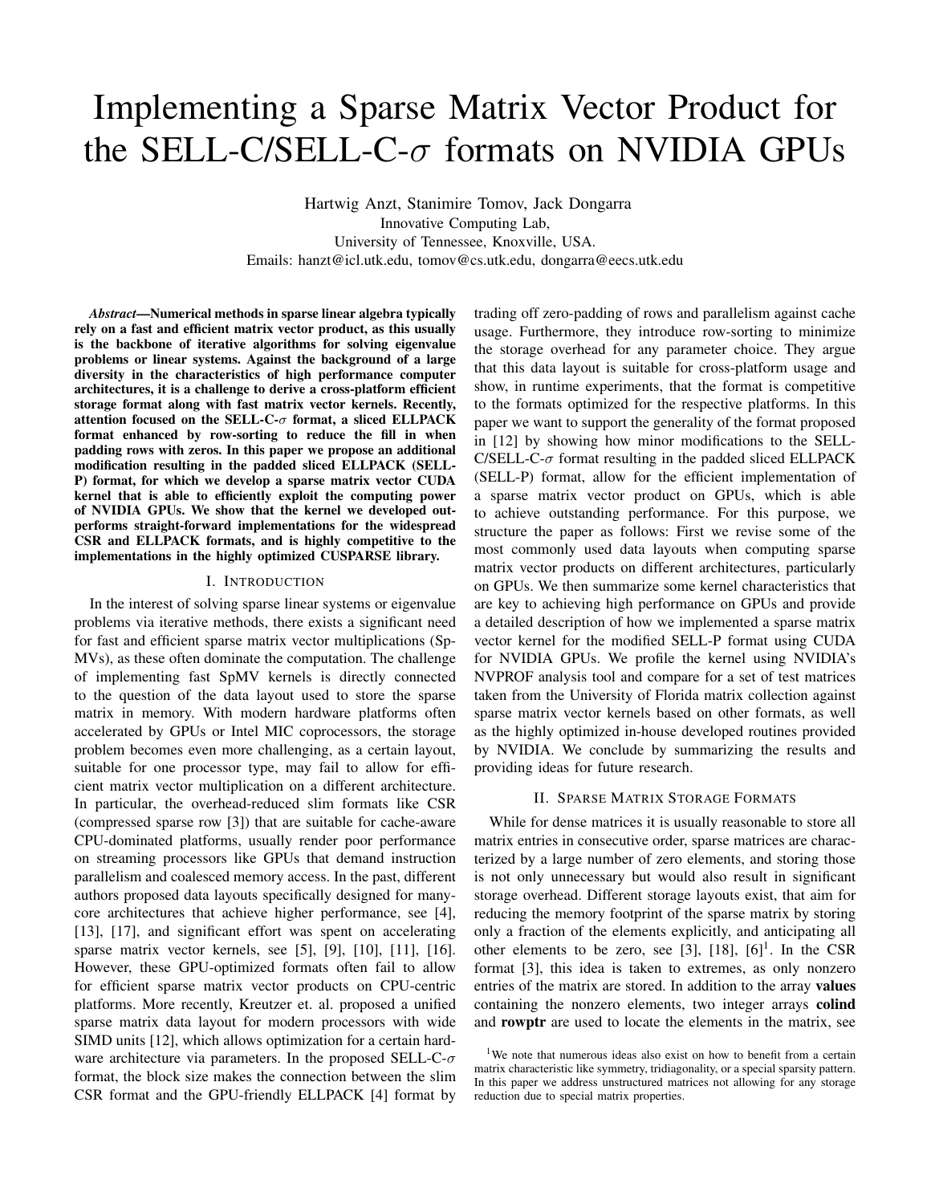# Implementing a Sparse Matrix Vector Product for the SELL-C/SELL-C-$\sigma$ formats on NVIDIA GPUs

Hartwig Anzt, Stanimire Tomov, Jack Dongarra
Innovative Computing Lab,
University of Tennessee, Knoxville, USA.
Emails: hanzt@icl.utk.edu, tomov@cs.utk.edu, dongarra@eecs.utk.edu

***Abstract*—Numerical methods in sparse linear algebra typically rely on a fast and efficient matrix vector product, as this usually is the backbone of iterative algorithms for solving eigenvalue problems or linear systems. Against the background of a large diversity in the characteristics of high performance computer architectures, it is a challenge to derive a cross-platform efficient storage format along with fast matrix vector kernels. Recently, attention focused on the SELL-C-$\sigma$ format, a sliced ELLPACK format enhanced by row-sorting to reduce the fill in when padding rows with zeros. In this paper we propose an additional modification resulting in the padded sliced ELLPACK (SELL-P) format, for which we develop a sparse matrix vector CUDA kernel that is able to efficiently exploit the computing power of NVIDIA GPUs. We show that the kernel we developed outperforms straight-forward implementations for the widespread CSR and ELLPACK formats, and is highly competitive to the implementations in the highly optimized CUSPARSE library.**

## I. Introduction

In the interest of solving sparse linear systems or eigenvalue problems via iterative methods, there exists a significant need for fast and efficient sparse matrix vector multiplications (SpMVs), as these often dominate the computation. The challenge of implementing fast SpMV kernels is directly connected to the question of the data layout used to store the sparse matrix in memory. With modern hardware platforms often accelerated by GPUs or Intel MIC coprocessors, the storage problem becomes even more challenging, as a certain layout, suitable for one processor type, may fail to allow for efficient matrix vector multiplication on a different architecture. In particular, the overhead-reduced slim formats like CSR (compressed sparse row [3]) that are suitable for cache-aware CPU-dominated platforms, usually render poor performance on streaming processors like GPUs that demand instruction parallelism and coalesced memory access. In the past, different authors proposed data layouts specifically designed for many-core architectures that achieve higher performance, see [4], [13], [17], and significant effort was spent on accelerating sparse matrix vector kernels, see [5], [9], [10], [11], [16]. However, these GPU-optimized formats often fail to allow for efficient sparse matrix vector products on CPU-centric platforms. More recently, Kreutzer et. al. proposed a unified sparse matrix data layout for modern processors with wide SIMD units [12], which allows optimization for a certain hardware architecture via parameters. In the proposed SELL-C-$\sigma$ format, the block size makes the connection between the slim CSR format and the GPU-friendly ELLPACK [4] format by trading off zero-padding of rows and parallelism against cache usage. Furthermore, they introduce row-sorting to minimize the storage overhead for any parameter choice. They argue that this data layout is suitable for cross-platform usage and show, in runtime experiments, that the format is competitive to the formats optimized for the respective platforms. In this paper we want to support the generality of the format proposed in [12] by showing how minor modifications to the SELL-C/SELL-C-$\sigma$ format resulting in the padded sliced ELLPACK (SELL-P) format, allow for the efficient implementation of a sparse matrix vector product on GPUs, which is able to achieve outstanding performance. For this purpose, we structure the paper as follows: First we revise some of the most commonly used data layouts when computing sparse matrix vector products on different architectures, particularly on GPUs. We then summarize some kernel characteristics that are key to achieving high performance on GPUs and provide a detailed description of how we implemented a sparse matrix vector kernel for the modified SELL-P format using CUDA for NVIDIA GPUs. We profile the kernel using NVIDIA's NVPROF analysis tool and compare for a set of test matrices taken from the University of Florida matrix collection against sparse matrix vector kernels based on other formats, as well as the highly optimized in-house developed routines provided by NVIDIA. We conclude by summarizing the results and providing ideas for future research.

## II. Sparse Matrix Storage Formats

While for dense matrices it is usually reasonable to store all matrix entries in consecutive order, sparse matrices are characterized by a large number of zero elements, and storing those is not only unnecessary but would also result in significant storage overhead. Different storage layouts exist, that aim for reducing the memory footprint of the sparse matrix by storing only a fraction of the elements explicitly, and anticipating all other elements to be zero, see [3], [18], [6][1]. In the CSR format [3], this idea is taken to extremes, as only nonzero entries of the matrix are stored. In addition to the array **values** containing the nonzero elements, two integer arrays **colind** and **rowptr** are used to locate the elements in the matrix, see

[1] We note that numerous ideas also exist on how to benefit from a certain matrix characteristic like symmetry, tridiagonality, or a special sparsity pattern. In this paper we address unstructured matrices not allowing for any storage reduction due to special matrix properties.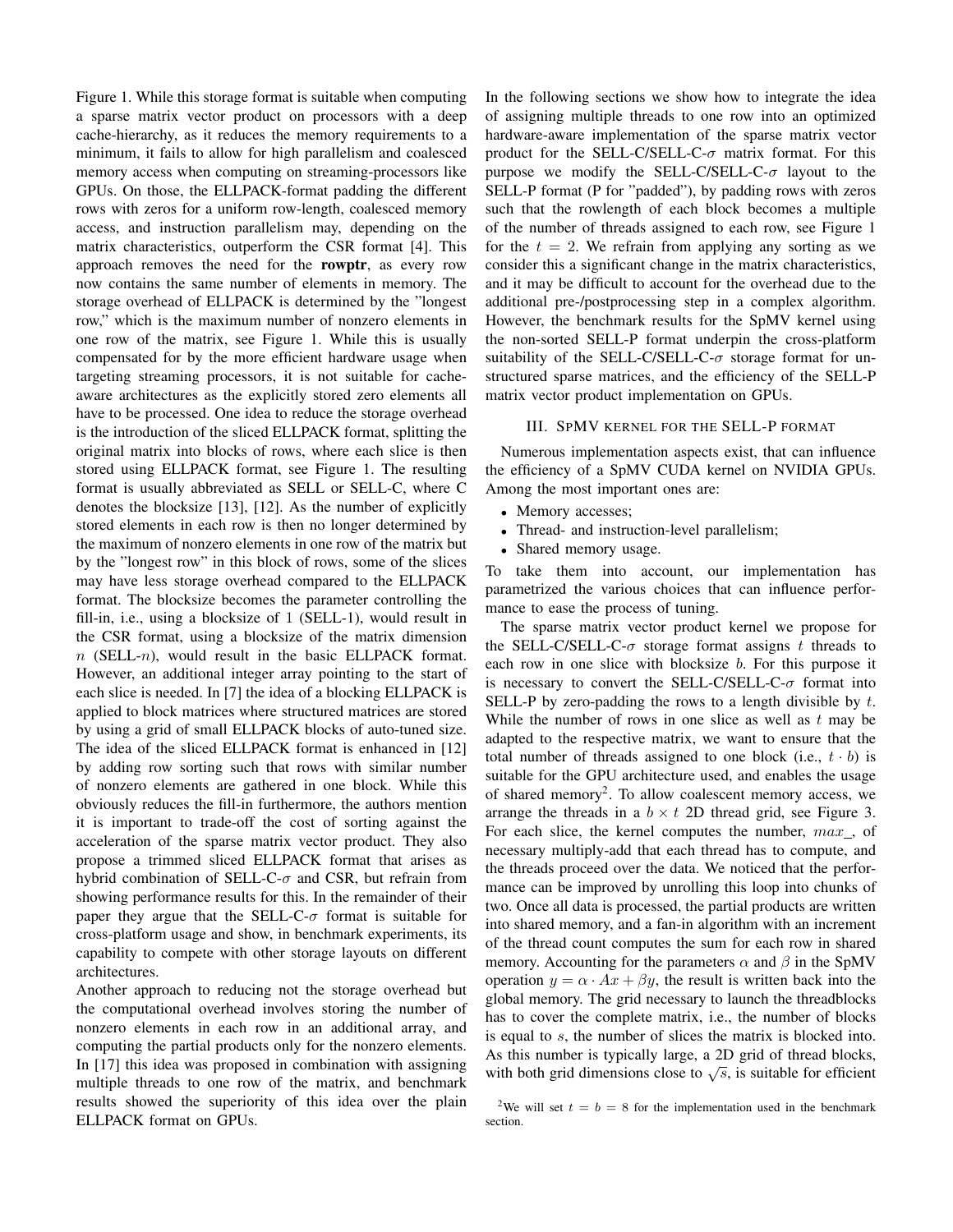Figure 1. While this storage format is suitable when computing a sparse matrix vector product on processors with a deep cache-hierarchy, as it reduces the memory requirements to a minimum, it fails to allow for high parallelism and coalesced memory access when computing on streaming-processors like GPUs. On those, the ELLPACK-format padding the different rows with zeros for a uniform row-length, coalesced memory access, and instruction parallelism may, depending on the matrix characteristics, outperform the CSR format [4]. This approach removes the need for the **rowptr**, as every row now contains the same number of elements in memory. The storage overhead of ELLPACK is determined by the "longest row," which is the maximum number of nonzero elements in one row of the matrix, see Figure 1. While this is usually compensated for by the more efficient hardware usage when targeting streaming processors, it is not suitable for cache-aware architectures as the explicitly stored zero elements all have to be processed. One idea to reduce the storage overhead is the introduction of the sliced ELLPACK format, splitting the original matrix into blocks of rows, where each slice is then stored using ELLPACK format, see Figure 1. The resulting format is usually abbreviated as SELL or SELL-C, where C denotes the blocksize [13], [12]. As the number of explicitly stored elements in each row is then no longer determined by the maximum of nonzero elements in one row of the matrix but by the "longest row" in this block of rows, some of the slices may have less storage overhead compared to the ELLPACK format. The blocksize becomes the parameter controlling the fill-in, i.e., using a blocksize of 1 (SELL-1), would result in the CSR format, using a blocksize of the matrix dimension $n$ (SELL-$n$), would result in the basic ELLPACK format. However, an additional integer array pointing to the start of each slice is needed. In [7] the idea of a blocking ELLPACK is applied to block matrices where structured matrices are stored by using a grid of small ELLPACK blocks of auto-tuned size. The idea of the sliced ELLPACK format is enhanced in [12] by adding row sorting such that rows with similar number of nonzero elements are gathered in one block. While this obviously reduces the fill-in furthermore, the authors mention it is important to trade-off the cost of sorting against the acceleration of the sparse matrix vector product. They also propose a trimmed sliced ELLPACK format that arises as hybrid combination of SELL-C-$\sigma$ and CSR, but refrain from showing performance results for this. In the remainder of their paper they argue that the SELL-C-$\sigma$ format is suitable for cross-platform usage and show, in benchmark experiments, its capability to compete with other storage layouts on different architectures.

Another approach to reducing not the storage overhead but the computational overhead involves storing the number of nonzero elements in each row in an additional array, and computing the partial products only for the nonzero elements. In [17] this idea was proposed in combination with assigning multiple threads to one row of the matrix, and benchmark results showed the superiority of this idea over the plain ELLPACK format on GPUs.

In the following sections we show how to integrate the idea of assigning multiple threads to one row into an optimized hardware-aware implementation of the sparse matrix vector product for the SELL-C/SELL-C-$\sigma$ matrix format. For this purpose we modify the SELL-C/SELL-C-$\sigma$ layout to the SELL-P format (P for "padded"), by padding rows with zeros such that the rowlength of each block becomes a multiple of the number of threads assigned to each row, see Figure 1 for the $t = 2$. We refrain from applying any sorting as we consider this a significant change in the matrix characteristics, and it may be difficult to account for the overhead due to the additional pre-/postprocessing step in a complex algorithm. However, the benchmark results for the SpMV kernel using the non-sorted SELL-P format underpin the cross-platform suitability of the SELL-C/SELL-C-$\sigma$ storage format for unstructured sparse matrices, and the efficiency of the SELL-P matrix vector product implementation on GPUs.

## III. SpMV kernel for the SELL-P format

Numerous implementation aspects exist, that can influence the efficiency of a SpMV CUDA kernel on NVIDIA GPUs. Among the most important ones are:

- Memory accesses;
- Thread- and instruction-level parallelism;
- Shared memory usage.

To take them into account, our implementation has parametrized the various choices that can influence performance to ease the process of tuning.

The sparse matrix vector product kernel we propose for the SELL-C/SELL-C-$\sigma$ storage format assigns $t$ threads to each row in one slice with blocksize $b$. For this purpose it is necessary to convert the SELL-C/SELL-C-$\sigma$ format into SELL-P by zero-padding the rows to a length divisible by $t$. While the number of rows in one slice as well as $t$ may be adapted to the respective matrix, we want to ensure that the total number of threads assigned to one block (i.e., $t \cdot b$) is suitable for the GPU architecture used, and enables the usage of shared memory[2]. To allow coalescent memory access, we arrange the threads in a $b \times t$ 2D thread grid, see Figure 3. For each slice, the kernel computes the number, $max\_$, of necessary multiply-add that each thread has to compute, and the threads proceed over the data. We noticed that the performance can be improved by unrolling this loop into chunks of two. Once all data is processed, the partial products are written into shared memory, and a fan-in algorithm with an increment of the thread count computes the sum for each row in shared memory. Accounting for the parameters $\alpha$ and $\beta$ in the SpMV operation $y = \alpha \cdot Ax + \beta y$, the result is written back into the global memory. The grid necessary to launch the threadblocks has to cover the complete matrix, i.e., the number of blocks is equal to $s$, the number of slices the matrix is blocked into. As this number is typically large, a 2D grid of thread blocks, with both grid dimensions close to $\sqrt{s}$, is suitable for efficient

[2] We will set $t = b = 8$ for the implementation used in the benchmark section.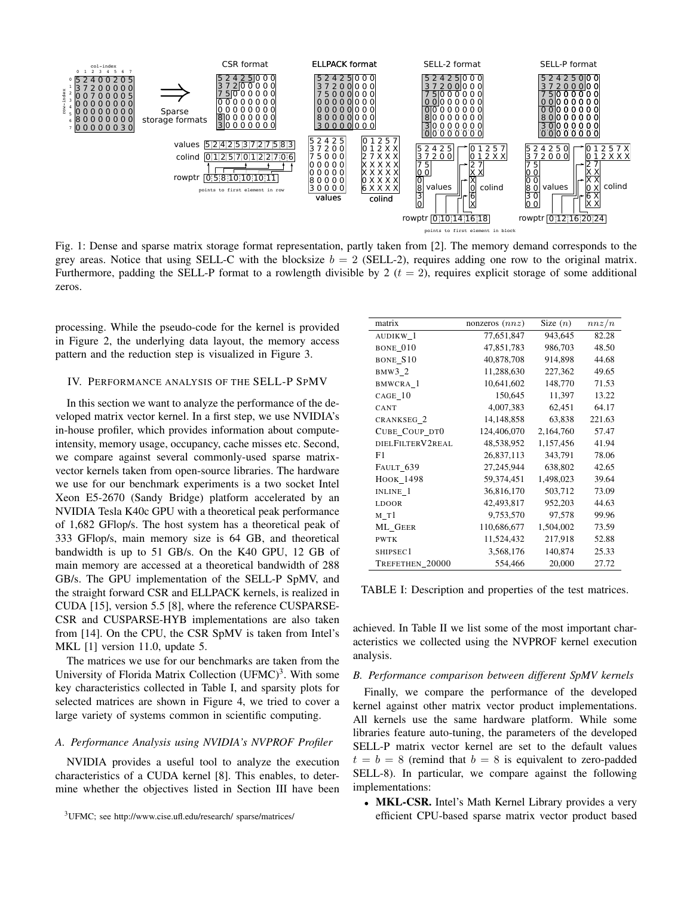Fig. 1: Dense and sparse matrix storage format representation, partly taken from [2]. The memory demand corresponds to the grey areas. Notice that using SELL-C with the blocksize $b = 2$ (SELL-2), requires adding one row to the original matrix. Furthermore, padding the SELL-P format to a rowlength divisible by 2 ($t = 2$), requires explicit storage of some additional zeros.

processing. While the pseudo-code for the kernel is provided in Figure 2, the underlying data layout, the memory access pattern and the reduction step is visualized in Figure 3.

## IV. Performance analysis of the SELL-P SpMV

In this section we want to analyze the performance of the developed matrix vector kernel. In a first step, we use NVIDIA's in-house profiler, which provides information about compute-intensity, memory usage, occupancy, cache misses etc. Second, we compare against several commonly-used sparse matrix-vector kernels taken from open-source libraries. The hardware we use for our benchmark experiments is a two socket Intel Xeon E5-2670 (Sandy Bridge) platform accelerated by an NVIDIA Tesla K40c GPU with a theoretical peak performance of 1,682 GFlop/s. The host system has a theoretical peak of 333 GFlop/s, main memory size is 64 GB, and theoretical bandwidth is up to 51 GB/s. On the K40 GPU, 12 GB of main memory are accessed at a theoretical bandwidth of 288 GB/s. The GPU implementation of the SELL-P SpMV, and the straight forward CSR and ELLPACK kernels, is realized in CUDA [15], version 5.5 [8], where the reference CUSPARSE-CSR and CUSPARSE-HYB implementations are also taken from [14]. On the CPU, the CSR SpMV is taken from Intel's MKL [1] version 11.0, update 5.

The matrices we use for our benchmarks are taken from the University of Florida Matrix Collection (UFMC)[3]. With some key characteristics collected in Table I, and sparsity plots for selected matrices are shown in Figure 4, we tried to cover a large variety of systems common in scientific computing.

### A. Performance Analysis using NVIDIA's NVPROF Profiler

NVIDIA provides a useful tool to analyze the execution characteristics of a CUDA kernel [8]. This enables, to determine whether the objectives listed in Section III have been achieved. In Table II we list some of the most important characteristics we collected using the NVPROF kernel execution analysis.

| matrix | nonzeros ($nnz$) | Size ($n$) | $nnz/n$ |
|---|---|---|---|
| AUDIKW_1 | 77,651,847 | 943,645 | 82.28 |
| BONE_010 | 47,851,783 | 986,703 | 48.50 |
| BONE_S10 | 40,878,708 | 914,898 | 44.68 |
| BMW3_2 | 11,288,630 | 227,362 | 49.65 |
| BMWCRA_1 | 10,641,602 | 148,770 | 71.53 |
| CAGE_10 | 150,645 | 11,397 | 13.22 |
| CANT | 4,007,383 | 62,451 | 64.17 |
| CRANKSEG_2 | 14,148,858 | 63,838 | 221.63 |
| CUBE_COUP_DT0 | 124,406,070 | 2,164,760 | 57.47 |
| DIELFILTERV2REAL | 48,538,952 | 1,157,456 | 41.94 |
| F1 | 26,837,113 | 343,791 | 78.06 |
| FAULT_639 | 27,245,944 | 638,802 | 42.65 |
| HOOK_1498 | 59,374,451 | 1,498,023 | 39.64 |
| INLINE_1 | 36,816,170 | 503,712 | 73.09 |
| LDOOR | 42,493,817 | 952,203 | 44.63 |
| M_T1 | 9,753,570 | 97,578 | 99.96 |
| ML_GEER | 110,686,677 | 1,504,002 | 73.59 |
| PWTK | 11,524,432 | 217,918 | 52.88 |
| SHIPSEC1 | 3,568,176 | 140,874 | 25.33 |
| TREFETHEN_20000 | 554,466 | 20,000 | 27.72 |

TABLE I: Description and properties of the test matrices.

### B. Performance comparison between different SpMV kernels

Finally, we compare the performance of the developed kernel against other matrix vector product implementations. All kernels use the same hardware platform. While some libraries feature auto-tuning, the parameters of the developed SELL-P matrix vector kernel are set to the default values $t = b = 8$ (remind that $b = 8$ is equivalent to zero-padded SELL-8). In particular, we compare against the following implementations:

- **MKL-CSR.** Intel's Math Kernel Library provides a very efficient CPU-based sparse matrix vector product based

[3]UFMC; see http://www.cise.ufl.edu/research/ sparse/matrices/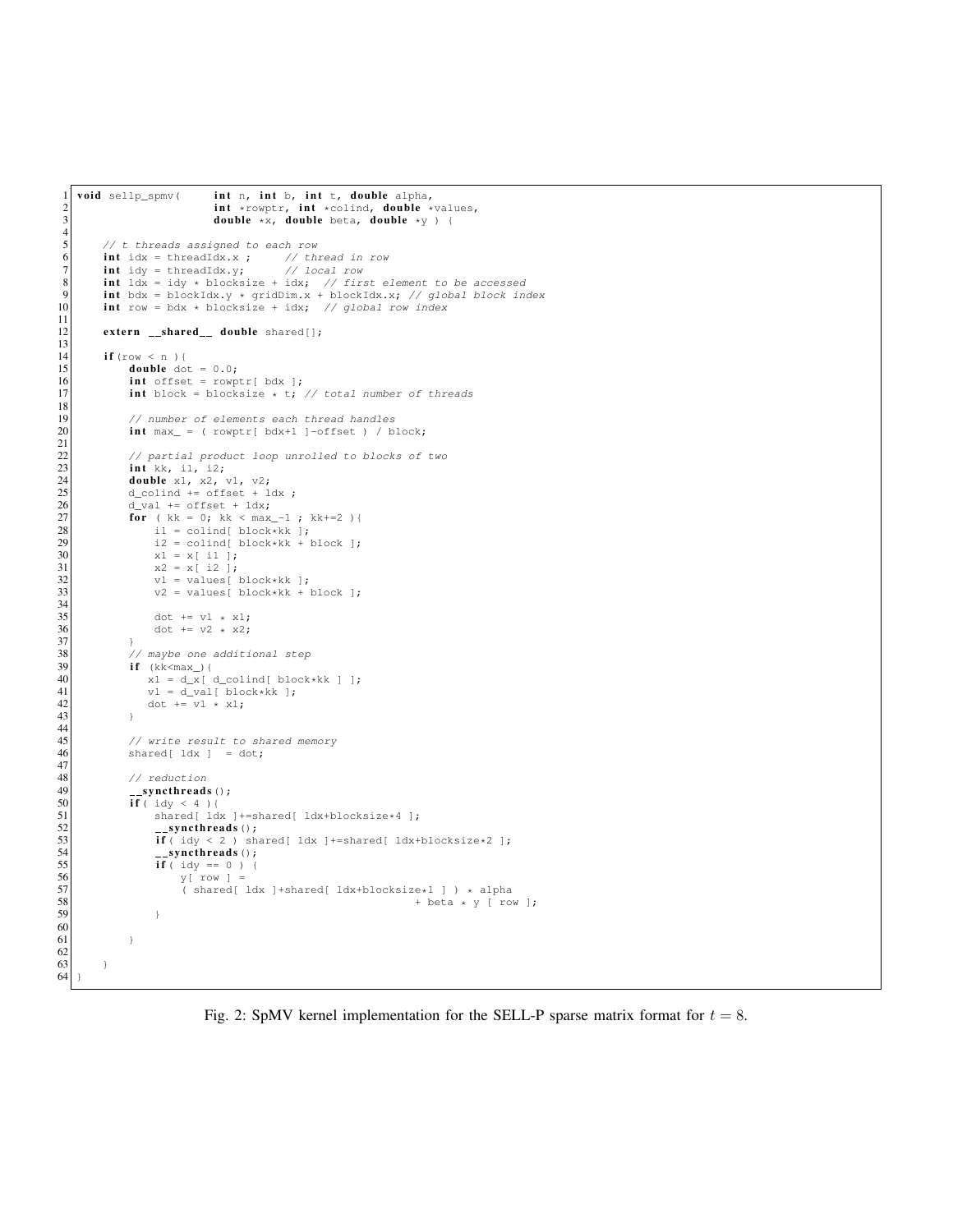```
void sellp_spmv(      int n, int b, int t, double alpha,
                      int *rowptr, int *colind, double *values,
                      double *x, double beta, double *y ) {

    // t threads assigned to each row
    int idx = threadIdx.x ;      // thread in row
    int idy = threadIdx.y;       // local row
    int ldx = idy * blocksize + idx;  // first element to be accessed
    int bdx = blockIdx.y * gridDim.x + blockIdx.x; // global block index
    int row = bdx * blocksize + idx;  // global row index

    extern __shared__ double shared[];

    if(row < n ){
        double dot = 0.0;
        int offset = rowptr[ bdx ];
        int block = blocksize * t; // total number of threads

        // number of elements each thread handles
        int max_ = ( rowptr[ bdx+1 ]-offset ) / block;

        // partial product loop unrolled to blocks of two
        int kk, i1, i2;
        double x1, x2, v1, v2;
        d_colind += offset + ldx ;
        d_val += offset + ldx;
        for ( kk = 0; kk < max_-1 ; kk+=2 ){
            i1 = colind[ block*kk ];
            i2 = colind[ block*kk + block ];
            x1 = x[ i1 ];
            x2 = x[ i2 ];
            v1 = values[ block*kk ];
            v2 = values[ block*kk + block ];

            dot += v1 * x1;
            dot += v2 * x2;
        }
        // maybe one additional step
        if (kk<max_){
           x1 = d_x[ d_colind[ block*kk ] ];
           v1 = d_val[ block*kk ];
           dot += v1 * x1;
        }

        // write result to shared memory
        shared[ ldx ]  = dot;

        // reduction
        __syncthreads();
        if( idy < 4 ){
            shared[ ldx ]+=shared[ ldx+blocksize*4 ];
            __syncthreads();
            if( idy < 2 ) shared[ ldx ]+=shared[ ldx+blocksize*2 ];
            __syncthreads();
            if( idy == 0 ) {
                y[ row ] =
                ( shared[ ldx ]+shared[ ldx+blocksize*1 ] ) * alpha
                                                    + beta * y [ row ];
            }

        }

    }
}
```

Fig. 2: SpMV kernel implementation for the SELL-P sparse matrix format for $t = 8$.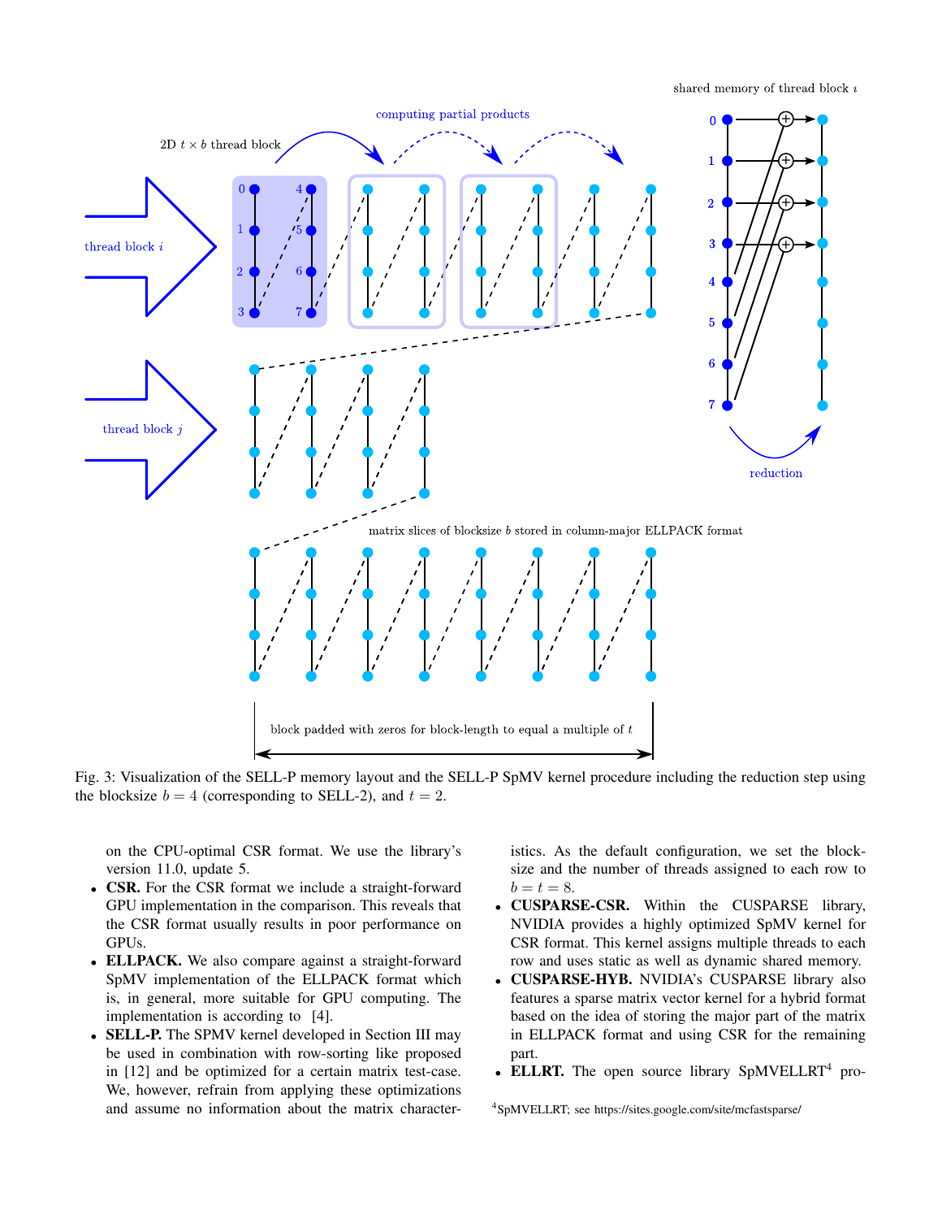Fig. 3: Visualization of the SELL-P memory layout and the SELL-P SpMV kernel procedure including the reduction step using the blocksize $b = 4$ (corresponding to SELL-2), and $t = 2$.

on the CPU-optimal CSR format. We use the library's version 11.0, update 5.

- **CSR.** For the CSR format we include a straight-forward GPU implementation in the comparison. This reveals that the CSR format usually results in poor performance on GPUs.
- **ELLPACK.** We also compare against a straight-forward SpMV implementation of the ELLPACK format which is, in general, more suitable for GPU computing. The implementation is according to [4].
- **SELL-P.** The SPMV kernel developed in Section III may be used in combination with row-sorting like proposed in [12] and be optimized for a certain matrix test-case. We, however, refrain from applying these optimizations and assume no information about the matrix characteristics. As the default configuration, we set the blocksize and the number of threads assigned to each row to $b = t = 8$.
- **CUSPARSE-CSR.** Within the CUSPARSE library, NVIDIA provides a highly optimized SpMV kernel for CSR format. This kernel assigns multiple threads to each row and uses static as well as dynamic shared memory.
- **CUSPARSE-HYB.** NVIDIA's CUSPARSE library also features a sparse matrix vector kernel for a hybrid format based on the idea of storing the major part of the matrix in ELLPACK format and using CSR for the remaining part.
- **ELLRT.** The open source library SpMVELLRT[4] pro-

[4] SpMVELLRT; see https://sites.google.com/site/mcfastsparse/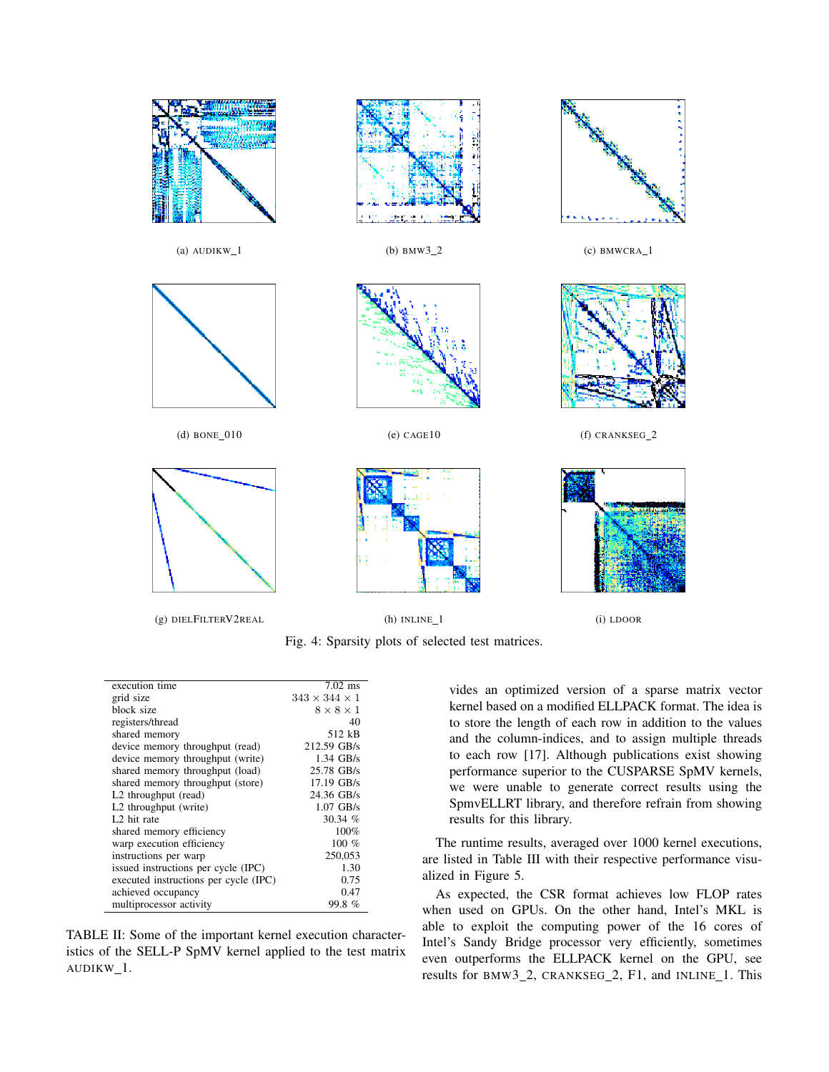(a) AUDIKW_1

(b) BMW3_2

(c) BMWCRA_1

(d) BONE_010

(e) CAGE10

(f) CRANKSEG_2

(g) DIELFILTERV2REAL

(h) INLINE_1

(i) LDOOR

Fig. 4: Sparsity plots of selected test matrices.

| | |
|---|---|
| execution time | 7.02 ms |
| grid size | $343 \times 344 \times 1$ |
| block size | $8 \times 8 \times 1$ |
| registers/thread | 40 |
| shared memory | 512 kB |
| device memory throughput (read) | 212.59 GB/s |
| device memory throughput (write) | 1.34 GB/s |
| shared memory throughput (load) | 25.78 GB/s |
| shared memory throughput (store) | 17.19 GB/s |
| L2 throughput (read) | 24.36 GB/s |
| L2 throughput (write) | 1.07 GB/s |
| L2 hit rate | 30.34 % |
| shared memory efficiency | 100% |
| warp execution efficiency | 100 % |
| instructions per warp | 250,053 |
| issued instructions per cycle (IPC) | 1.30 |
| executed instructions per cycle (IPC) | 0.75 |
| achieved occupancy | 0.47 |
| multiprocessor activity | 99.8 % |

TABLE II: Some of the important kernel execution characteristics of the SELL-P SpMV kernel applied to the test matrix AUDIKW_1.

vides an optimized version of a sparse matrix vector kernel based on a modified ELLPACK format. The idea is to store the length of each row in addition to the values and the column-indices, and to assign multiple threads to each row [17]. Although publications exist showing performance superior to the CUSPARSE SpMV kernels, we were unable to generate correct results using the SpmvELLRT library, and therefore refrain from showing results for this library.

The runtime results, averaged over 1000 kernel executions, are listed in Table III with their respective performance visualized in Figure 5.

As expected, the CSR format achieves low FLOP rates when used on GPUs. On the other hand, Intel's MKL is able to exploit the computing power of the 16 cores of Intel's Sandy Bridge processor very efficiently, sometimes even outperforms the ELLPACK kernel on the GPU, see results for BMW3_2, CRANKSEG_2, F1, and INLINE_1. This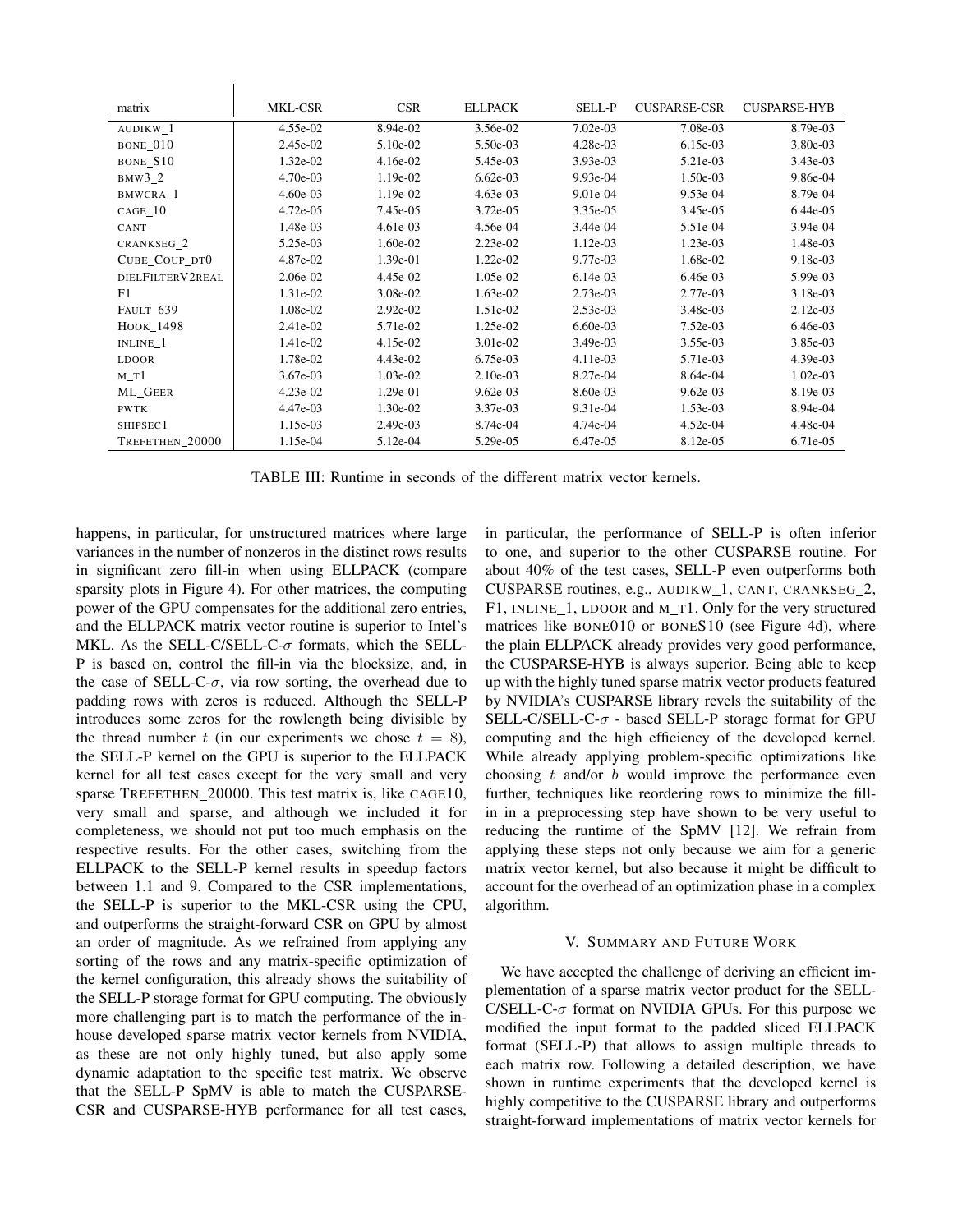| matrix | MKL-CSR | CSR | ELLPACK | SELL-P | CUSPARSE-CSR | CUSPARSE-HYB |
|---|---|---|---|---|---|---|
| AUDIKW_1 | 4.55e-02 | 8.94e-02 | 3.56e-02 | 7.02e-03 | 7.08e-03 | 8.79e-03 |
| BONE_010 | 2.45e-02 | 5.10e-02 | 5.50e-03 | 4.28e-03 | 6.15e-03 | 3.80e-03 |
| BONE_S10 | 1.32e-02 | 4.16e-02 | 5.45e-03 | 3.93e-03 | 5.21e-03 | 3.43e-03 |
| BMW3_2 | 4.70e-03 | 1.19e-02 | 6.62e-03 | 9.93e-04 | 1.50e-03 | 9.86e-04 |
| BMWCRA_1 | 4.60e-03 | 1.19e-02 | 4.63e-03 | 9.01e-04 | 9.53e-04 | 8.79e-04 |
| CAGE_10 | 4.72e-05 | 7.45e-05 | 3.72e-05 | 3.35e-05 | 3.45e-05 | 6.44e-05 |
| CANT | 1.48e-03 | 4.61e-03 | 4.56e-04 | 3.44e-04 | 5.51e-04 | 3.94e-04 |
| CRANKSEG_2 | 5.25e-03 | 1.60e-02 | 2.23e-02 | 1.12e-03 | 1.23e-03 | 1.48e-03 |
| CUBE_COUP_DT0 | 4.87e-02 | 1.39e-01 | 1.22e-02 | 9.77e-03 | 1.68e-02 | 9.18e-03 |
| DIELFILTERV2REAL | 2.06e-02 | 4.45e-02 | 1.05e-02 | 6.14e-03 | 6.46e-03 | 5.99e-03 |
| F1 | 1.31e-02 | 3.08e-02 | 1.63e-02 | 2.73e-03 | 2.77e-03 | 3.18e-03 |
| FAULT_639 | 1.08e-02 | 2.92e-02 | 1.51e-02 | 2.53e-03 | 3.48e-03 | 2.12e-03 |
| HOOK_1498 | 2.41e-02 | 5.71e-02 | 1.25e-02 | 6.60e-03 | 7.52e-03 | 6.46e-03 |
| INLINE_1 | 1.41e-02 | 4.15e-02 | 3.01e-02 | 3.49e-03 | 3.55e-03 | 3.85e-03 |
| LDOOR | 1.78e-02 | 4.43e-02 | 6.75e-03 | 4.11e-03 | 5.71e-03 | 4.39e-03 |
| M_T1 | 3.67e-03 | 1.03e-02 | 2.10e-03 | 8.27e-04 | 8.64e-04 | 1.02e-03 |
| ML_GEER | 4.23e-02 | 1.29e-01 | 9.62e-03 | 8.60e-03 | 9.62e-03 | 8.19e-03 |
| PWTK | 4.47e-03 | 1.30e-02 | 3.37e-03 | 9.31e-04 | 1.53e-03 | 8.94e-04 |
| SHIPSEC1 | 1.15e-03 | 2.49e-03 | 8.74e-04 | 4.74e-04 | 4.52e-04 | 4.48e-04 |
| TREFETHEN_20000 | 1.15e-04 | 5.12e-04 | 5.29e-05 | 6.47e-05 | 8.12e-05 | 6.71e-05 |

TABLE III: Runtime in seconds of the different matrix vector kernels.

happens, in particular, for unstructured matrices where large variances in the number of nonzeros in the distinct rows results in significant zero fill-in when using ELLPACK (compare sparsity plots in Figure 4). For other matrices, the computing power of the GPU compensates for the additional zero entries, and the ELLPACK matrix vector routine is superior to Intel's MKL. As the SELL-C/SELL-C-$\sigma$ formats, which the SELL-P is based on, control the fill-in via the blocksize, and, in the case of SELL-C-$\sigma$, via row sorting, the overhead due to padding rows with zeros is reduced. Although the SELL-P introduces some zeros for the rowlength being divisible by the thread number $t$ (in our experiments we chose $t = 8$), the SELL-P kernel on the GPU is superior to the ELLPACK kernel for all test cases except for the very small and very sparse TREFETHEN_20000. This test matrix is, like CAGE10, very small and sparse, and although we included it for completeness, we should not put too much emphasis on the respective results. For the other cases, switching from the ELLPACK to the SELL-P kernel results in speedup factors between 1.1 and 9. Compared to the CSR implementations, the SELL-P is superior to the MKL-CSR using the CPU, and outperforms the straight-forward CSR on GPU by almost an order of magnitude. As we refrained from applying any sorting of the rows and any matrix-specific optimization of the kernel configuration, this already shows the suitability of the SELL-P storage format for GPU computing. The obviously more challenging part is to match the performance of the in-house developed sparse matrix vector kernels from NVIDIA, as these are not only highly tuned, but also apply some dynamic adaptation to the specific test matrix. We observe that the SELL-P SpMV is able to match the CUSPARSE-CSR and CUSPARSE-HYB performance for all test cases, in particular, the performance of SELL-P is often inferior to one, and superior to the other CUSPARSE routine. For about 40% of the test cases, SELL-P even outperforms both CUSPARSE routines, e.g., AUDIKW_1, CANT, CRANKSEG_2, F1, INLINE_1, LDOOR and M_T1. Only for the very structured matrices like BONE010 or BONES10 (see Figure 4d), where the plain ELLPACK already provides very good performance, the CUSPARSE-HYB is always superior. Being able to keep up with the highly tuned sparse matrix vector products featured by NVIDIA's CUSPARSE library revels the suitability of the SELL-C/SELL-C-$\sigma$ - based SELL-P storage format for GPU computing and the high efficiency of the developed kernel. While already applying problem-specific optimizations like choosing $t$ and/or $b$ would improve the performance even further, techniques like reordering rows to minimize the fill-in in a preprocessing step have shown to be very useful to reducing the runtime of the SpMV [12]. We refrain from applying these steps not only because we aim for a generic matrix vector kernel, but also because it might be difficult to account for the overhead of an optimization phase in a complex algorithm.

## V. Summary and Future Work

We have accepted the challenge of deriving an efficient implementation of a sparse matrix vector product for the SELL-C/SELL-C-$\sigma$ format on NVIDIA GPUs. For this purpose we modified the input format to the padded sliced ELLPACK format (SELL-P) that allows to assign multiple threads to each matrix row. Following a detailed description, we have shown in runtime experiments that the developed kernel is highly competitive to the CUSPARSE library and outperforms straight-forward implementations of matrix vector kernels for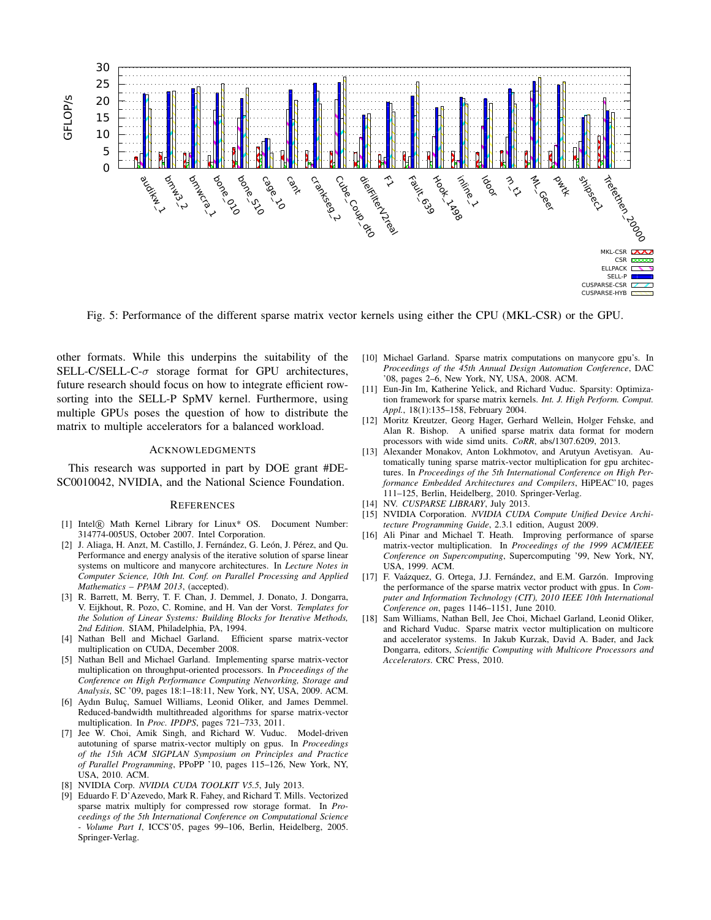GFLOP/s

30
25
20
15
10
5
0

audikw_1
bmw3_2
bmwcra_1
bone_010
bone_S10
cage_10
cant
crankseg_2
Cube_Coup_dt0
dielFilterV2real
F1
Fault_639
Hook_1498
inline_1
ldoor
m_t1
ML_Geer
pwtk
shipsec1
Trefethen_20000

MKL-CSR
CSR
ELLPACK
SELL-P
CUSPARSE-CSR
CUSPARSE-HYB

Fig. 5: Performance of the different sparse matrix vector kernels using either the CPU (MKL-CSR) or the GPU.

other formats. While this underpins the suitability of the SELL-C/SELL-C-$\sigma$ storage format for GPU architectures, future research should focus on how to integrate efficient row-sorting into the SELL-P SpMV kernel. Furthermore, using multiple GPUs poses the question of how to distribute the matrix to multiple accelerators for a balanced workload.

## Acknowledgments

This research was supported in part by DOE grant #DE-SC0010042, NVIDIA, and the National Science Foundation.

## References

[1] Intel® Math Kernel Library for Linux* OS. Document Number: 314774-005US, October 2007. Intel Corporation.

[2] J. Aliaga, H. Anzt, M. Castillo, J. Fernández, G. León, J. Pérez, and Qu. Performance and energy analysis of the iterative solution of sparse linear systems on multicore and manycore architectures. In *Lecture Notes in Computer Science, 10th Int. Conf. on Parallel Processing and Applied Mathematics – PPAM 2013*, (accepted).

[3] R. Barrett, M. Berry, T. F. Chan, J. Demmel, J. Donato, J. Dongarra, V. Eijkhout, R. Pozo, C. Romine, and H. Van der Vorst. *Templates for the Solution of Linear Systems: Building Blocks for Iterative Methods, 2nd Edition*. SIAM, Philadelphia, PA, 1994.

[4] Nathan Bell and Michael Garland. Efficient sparse matrix-vector multiplication on CUDA, December 2008.

[5] Nathan Bell and Michael Garland. Implementing sparse matrix-vector multiplication on throughput-oriented processors. In *Proceedings of the Conference on High Performance Computing Networking, Storage and Analysis*, SC '09, pages 18:1–18:11, New York, NY, USA, 2009. ACM.

[6] Aydın Buluç, Samuel Williams, Leonid Oliker, and James Demmel. Reduced-bandwidth multithreaded algorithms for sparse matrix-vector multiplication. In *Proc. IPDPS*, pages 721–733, 2011.

[7] Jee W. Choi, Amik Singh, and Richard W. Vuduc. Model-driven autotuning of sparse matrix-vector multiply on gpus. In *Proceedings of the 15th ACM SIGPLAN Symposium on Principles and Practice of Parallel Programming*, PPoPP '10, pages 115–126, New York, NY, USA, 2010. ACM.

[8] NVIDIA Corp. *NVIDIA CUDA TOOLKIT V5.5*, July 2013.

[9] Eduardo F. D'Azevedo, Mark R. Fahey, and Richard T. Mills. Vectorized sparse matrix multiply for compressed row storage format. In *Proceedings of the 5th International Conference on Computational Science - Volume Part I*, ICCS'05, pages 99–106, Berlin, Heidelberg, 2005. Springer-Verlag.

[10] Michael Garland. Sparse matrix computations on manycore gpu's. In *Proceedings of the 45th Annual Design Automation Conference*, DAC '08, pages 2–6, New York, NY, USA, 2008. ACM.

[11] Eun-Jin Im, Katherine Yelick, and Richard Vuduc. Sparsity: Optimization framework for sparse matrix kernels. *Int. J. High Perform. Comput. Appl.*, 18(1):135–158, February 2004.

[12] Moritz Kreutzer, Georg Hager, Gerhard Wellein, Holger Fehske, and Alan R. Bishop. A unified sparse matrix data format for modern processors with wide simd units. *CoRR*, abs/1307.6209, 2013.

[13] Alexander Monakov, Anton Lokhmotov, and Arutyun Avetisyan. Automatically tuning sparse matrix-vector multiplication for gpu architectures. In *Proceedings of the 5th International Conference on High Performance Embedded Architectures and Compilers*, HiPEAC'10, pages 111–125, Berlin, Heidelberg, 2010. Springer-Verlag.

[14] NV. *CUSPARSE LIBRARY*, July 2013.

[15] NVIDIA Corporation. *NVIDIA CUDA Compute Unified Device Architecture Programming Guide*, 2.3.1 edition, August 2009.

[16] Ali Pinar and Michael T. Heath. Improving performance of sparse matrix-vector multiplication. In *Proceedings of the 1999 ACM/IEEE Conference on Supercomputing*, Supercomputing '99, New York, NY, USA, 1999. ACM.

[17] F. Vaázquez, G. Ortega, J.J. Fernández, and E.M. Garzón. Improving the performance of the sparse matrix vector product with gpus. In *Computer and Information Technology (CIT), 2010 IEEE 10th International Conference on*, pages 1146–1151, June 2010.

[18] Sam Williams, Nathan Bell, Jee Choi, Michael Garland, Leonid Oliker, and Richard Vuduc. Sparse matrix vector multiplication on multicore and accelerator systems. In Jakub Kurzak, David A. Bader, and Jack Dongarra, editors, *Scientific Computing with Multicore Processors and Accelerators*. CRC Press, 2010.